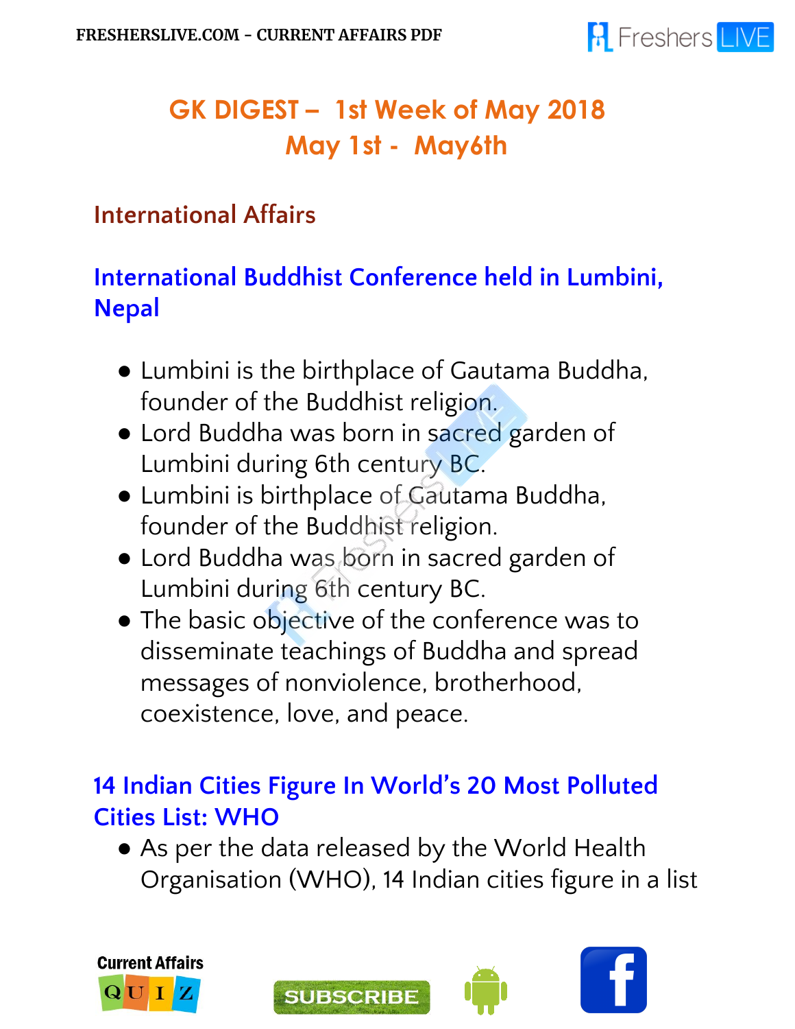# GK DIGEST – 1st Week of May 2018
## May 1st - May6th

## International Affairs

### International Buddhist Conference held in Lumbini, Nepal

- Lumbini is the birthplace of Gautama Buddha, founder of the Buddhist religion.
- Lord Buddha was born in sacred garden of Lumbini during 6th century BC.
- Lumbini is birthplace of Gautama Buddha, founder of the Buddhist religion.
- Lord Buddha was born in sacred garden of Lumbini during 6th century BC.
- The basic objective of the conference was to disseminate teachings of Buddha and spread messages of nonviolence, brotherhood, coexistence, love, and peace.

### 14 Indian Cities Figure In World's 20 Most Polluted Cities List: WHO

- As per the data released by the World Health Organisation (WHO), 14 Indian cities figure in a list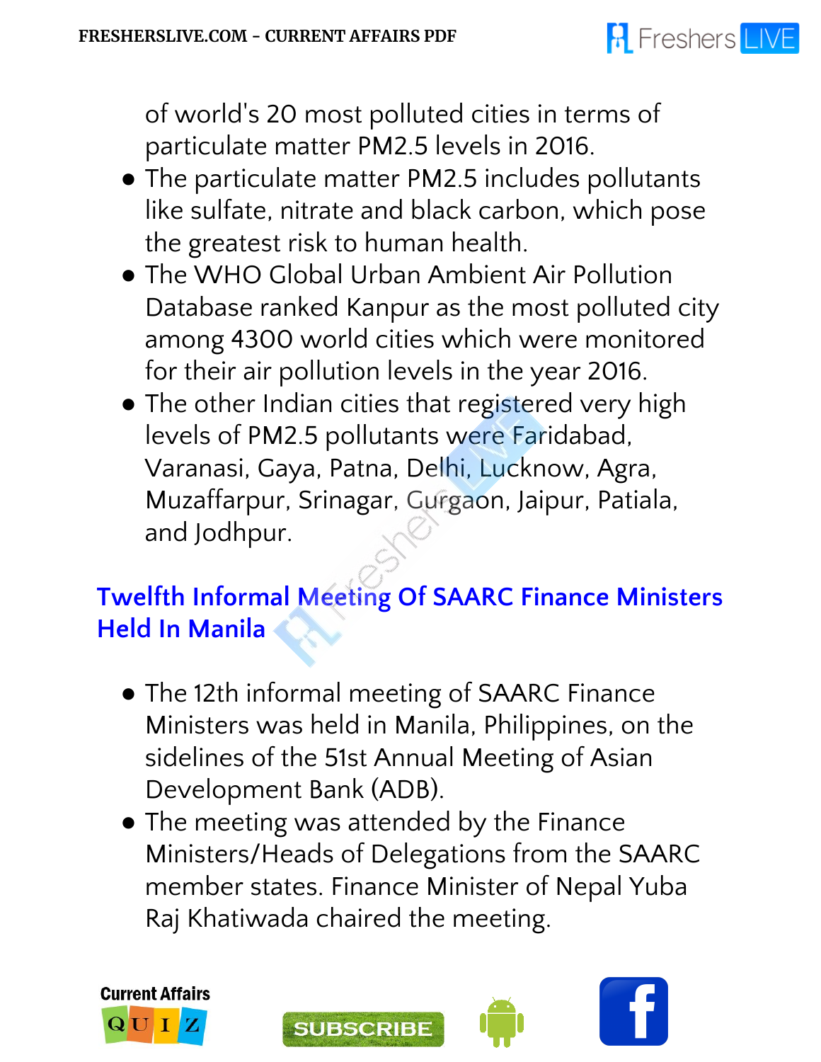of world's 20 most polluted cities in terms of particulate matter PM2.5 levels in 2016.

- The particulate matter PM2.5 includes pollutants like sulfate, nitrate and black carbon, which pose the greatest risk to human health.
- The WHO Global Urban Ambient Air Pollution Database ranked Kanpur as the most polluted city among 4300 world cities which were monitored for their air pollution levels in the year 2016.
- The other Indian cities that registered very high levels of PM2.5 pollutants were Faridabad, Varanasi, Gaya, Patna, Delhi, Lucknow, Agra, Muzaffarpur, Srinagar, Gurgaon, Jaipur, Patiala, and Jodhpur.

## Twelfth Informal Meeting Of SAARC Finance Ministers Held In Manila

- The 12th informal meeting of SAARC Finance Ministers was held in Manila, Philippines, on the sidelines of the 51st Annual Meeting of Asian Development Bank (ADB).
- The meeting was attended by the Finance Ministers/Heads of Delegations from the SAARC member states. Finance Minister of Nepal Yuba Raj Khatiwada chaired the meeting.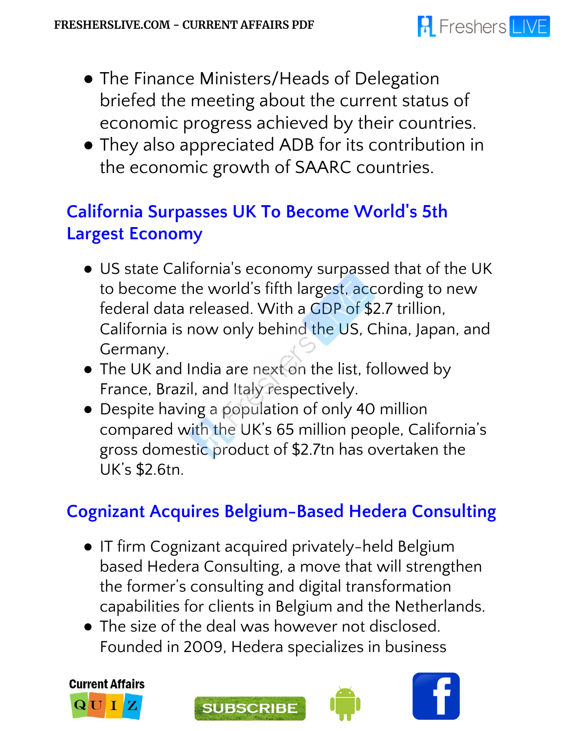- The Finance Ministers/Heads of Delegation briefed the meeting about the current status of economic progress achieved by their countries.
- They also appreciated ADB for its contribution in the economic growth of SAARC countries.

## California Surpasses UK To Become World's 5th Largest Economy

- US state California's economy surpassed that of the UK to become the world's fifth largest, according to new federal data released. With a GDP of $2.7 trillion, California is now only behind the US, China, Japan, and Germany.
- The UK and India are next on the list, followed by France, Brazil, and Italy respectively.
- Despite having a population of only 40 million compared with the UK's 65 million people, California's gross domestic product of $2.7tn has overtaken the UK's $2.6tn.

## Cognizant Acquires Belgium-Based Hedera Consulting

- IT firm Cognizant acquired privately-held Belgium based Hedera Consulting, a move that will strengthen the former's consulting and digital transformation capabilities for clients in Belgium and the Netherlands.
- The size of the deal was however not disclosed. Founded in 2009, Hedera specializes in business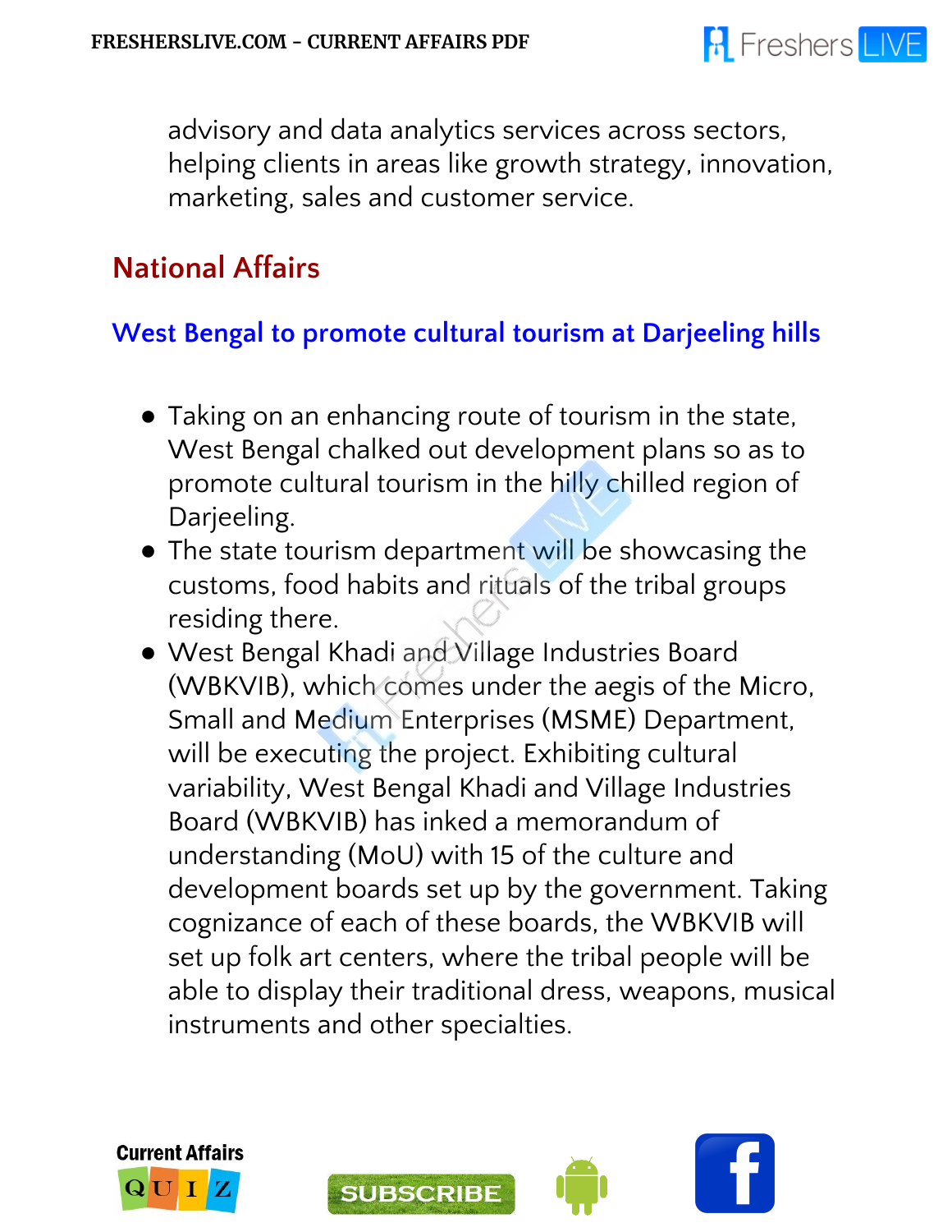advisory and data analytics services across sectors, helping clients in areas like growth strategy, innovation, marketing, sales and customer service.

## National Affairs

### West Bengal to promote cultural tourism at Darjeeling hills

- Taking on an enhancing route of tourism in the state, West Bengal chalked out development plans so as to promote cultural tourism in the hilly chilled region of Darjeeling.
- The state tourism department will be showcasing the customs, food habits and rituals of the tribal groups residing there.
- West Bengal Khadi and Village Industries Board (WBKVIB), which comes under the aegis of the Micro, Small and Medium Enterprises (MSME) Department, will be executing the project. Exhibiting cultural variability, West Bengal Khadi and Village Industries Board (WBKVIB) has inked a memorandum of understanding (MoU) with 15 of the culture and development boards set up by the government. Taking cognizance of each of these boards, the WBKVIB will set up folk art centers, where the tribal people will be able to display their traditional dress, weapons, musical instruments and other specialties.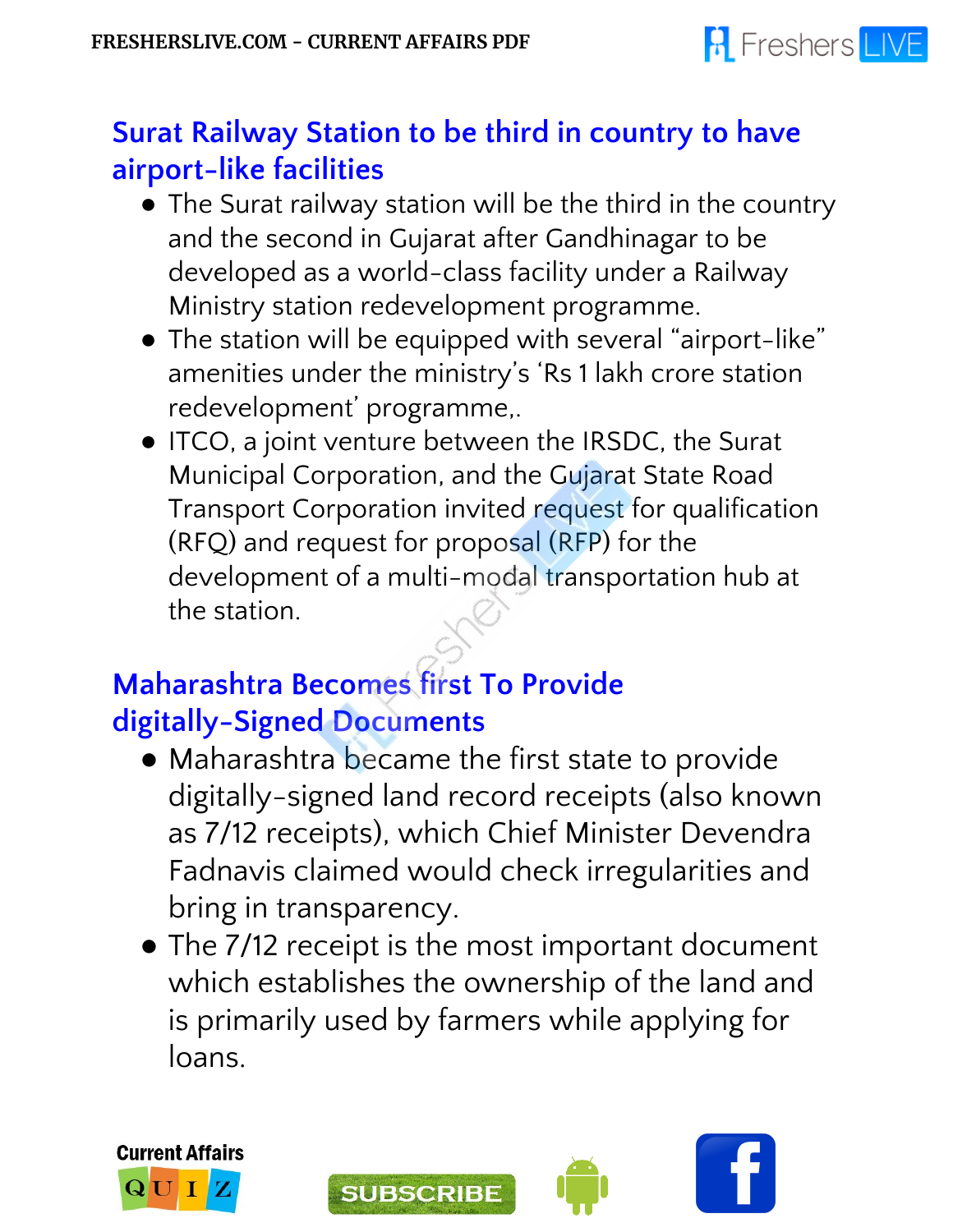## Surat Railway Station to be third in country to have airport-like facilities

- The Surat railway station will be the third in the country and the second in Gujarat after Gandhinagar to be developed as a world-class facility under a Railway Ministry station redevelopment programme.
- The station will be equipped with several "airport-like" amenities under the ministry's 'Rs 1 lakh crore station redevelopment' programme,.
- ITCO, a joint venture between the IRSDC, the Surat Municipal Corporation, and the Gujarat State Road Transport Corporation invited request for qualification (RFQ) and request for proposal (RFP) for the development of a multi-modal transportation hub at the station.

## Maharashtra Becomes first To Provide digitally-Signed Documents

- Maharashtra became the first state to provide digitally-signed land record receipts (also known as 7/12 receipts), which Chief Minister Devendra Fadnavis claimed would check irregularities and bring in transparency.
- The 7/12 receipt is the most important document which establishes the ownership of the land and is primarily used by farmers while applying for loans.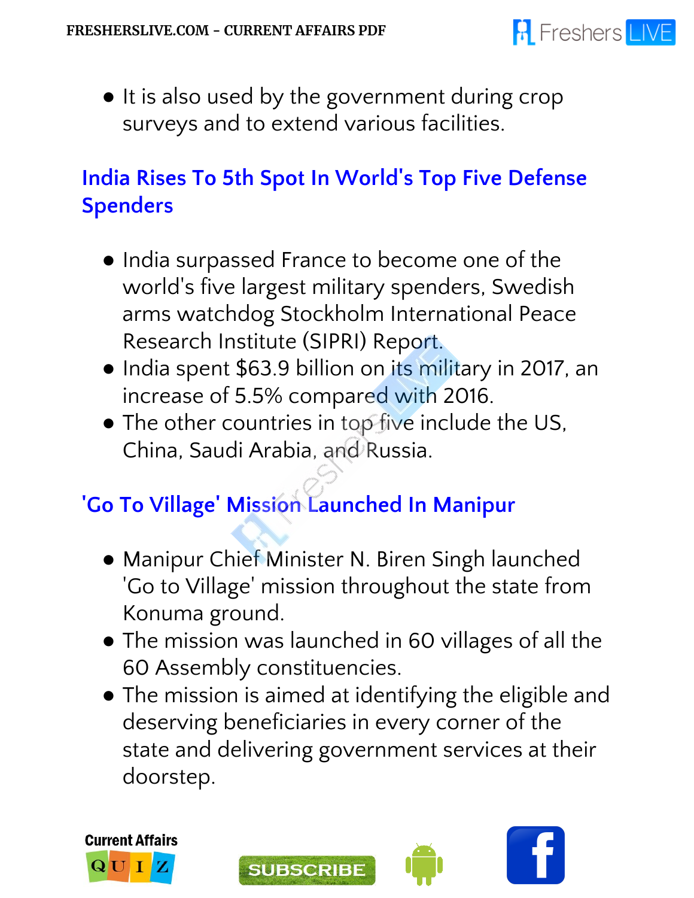- It is also used by the government during crop surveys and to extend various facilities.

## India Rises To 5th Spot In World's Top Five Defense Spenders

- India surpassed France to become one of the world's five largest military spenders, Swedish arms watchdog Stockholm International Peace Research Institute (SIPRI) Report.
- India spent $63.9 billion on its military in 2017, an increase of 5.5% compared with 2016.
- The other countries in top five include the US, China, Saudi Arabia, and Russia.

## 'Go To Village' Mission Launched In Manipur

- Manipur Chief Minister N. Biren Singh launched 'Go to Village' mission throughout the state from Konuma ground.
- The mission was launched in 60 villages of all the 60 Assembly constituencies.
- The mission is aimed at identifying the eligible and deserving beneficiaries in every corner of the state and delivering government services at their doorstep.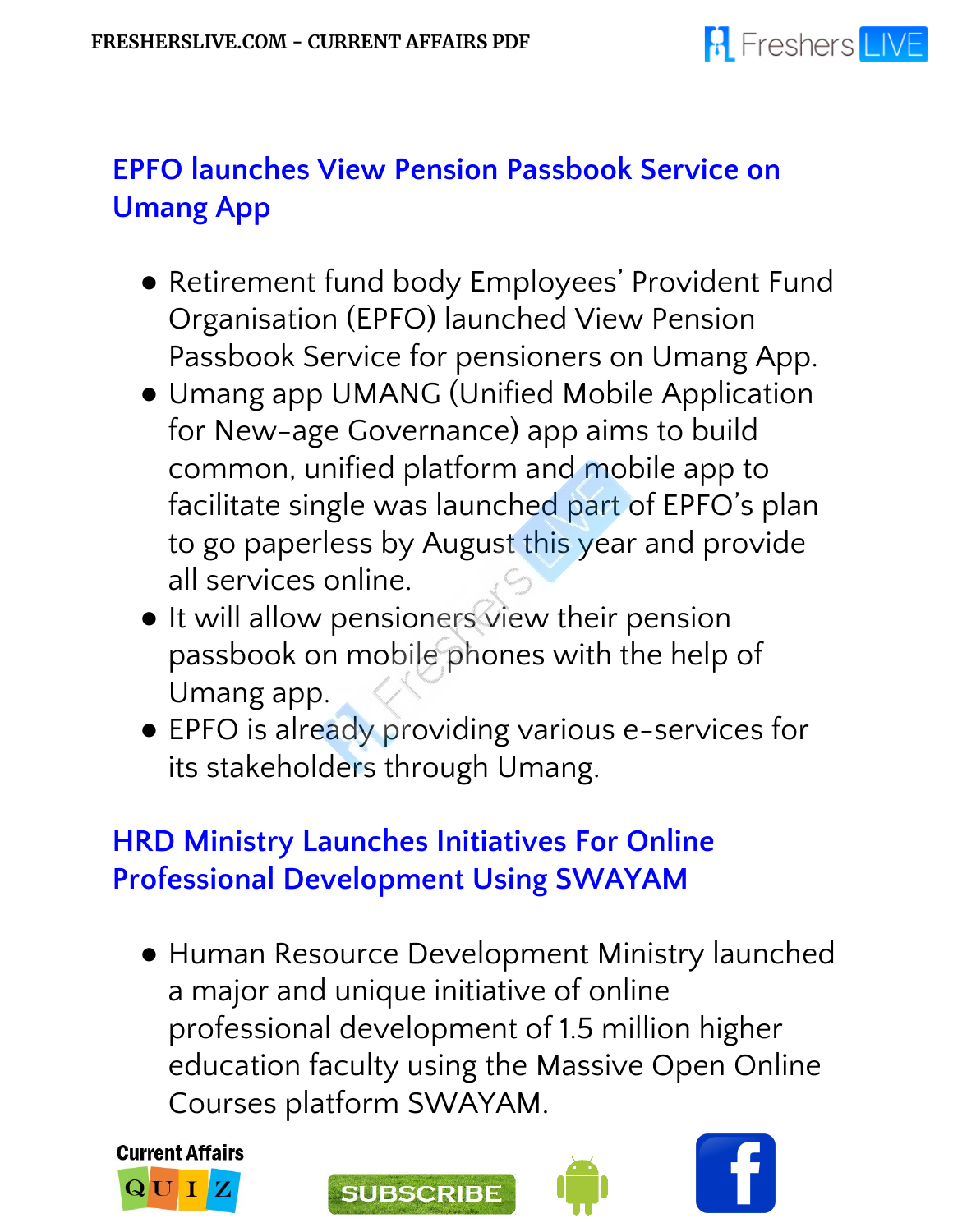## EPFO launches View Pension Passbook Service on Umang App

- Retirement fund body Employees' Provident Fund Organisation (EPFO) launched View Pension Passbook Service for pensioners on Umang App.
- Umang app UMANG (Unified Mobile Application for New-age Governance) app aims to build common, unified platform and mobile app to facilitate single was launched part of EPFO's plan to go paperless by August this year and provide all services online.
- It will allow pensioners view their pension passbook on mobile phones with the help of Umang app.
- EPFO is already providing various e-services for its stakeholders through Umang.

## HRD Ministry Launches Initiatives For Online Professional Development Using SWAYAM

- Human Resource Development Ministry launched a major and unique initiative of online professional development of 1.5 million higher education faculty using the Massive Open Online Courses platform SWAYAM.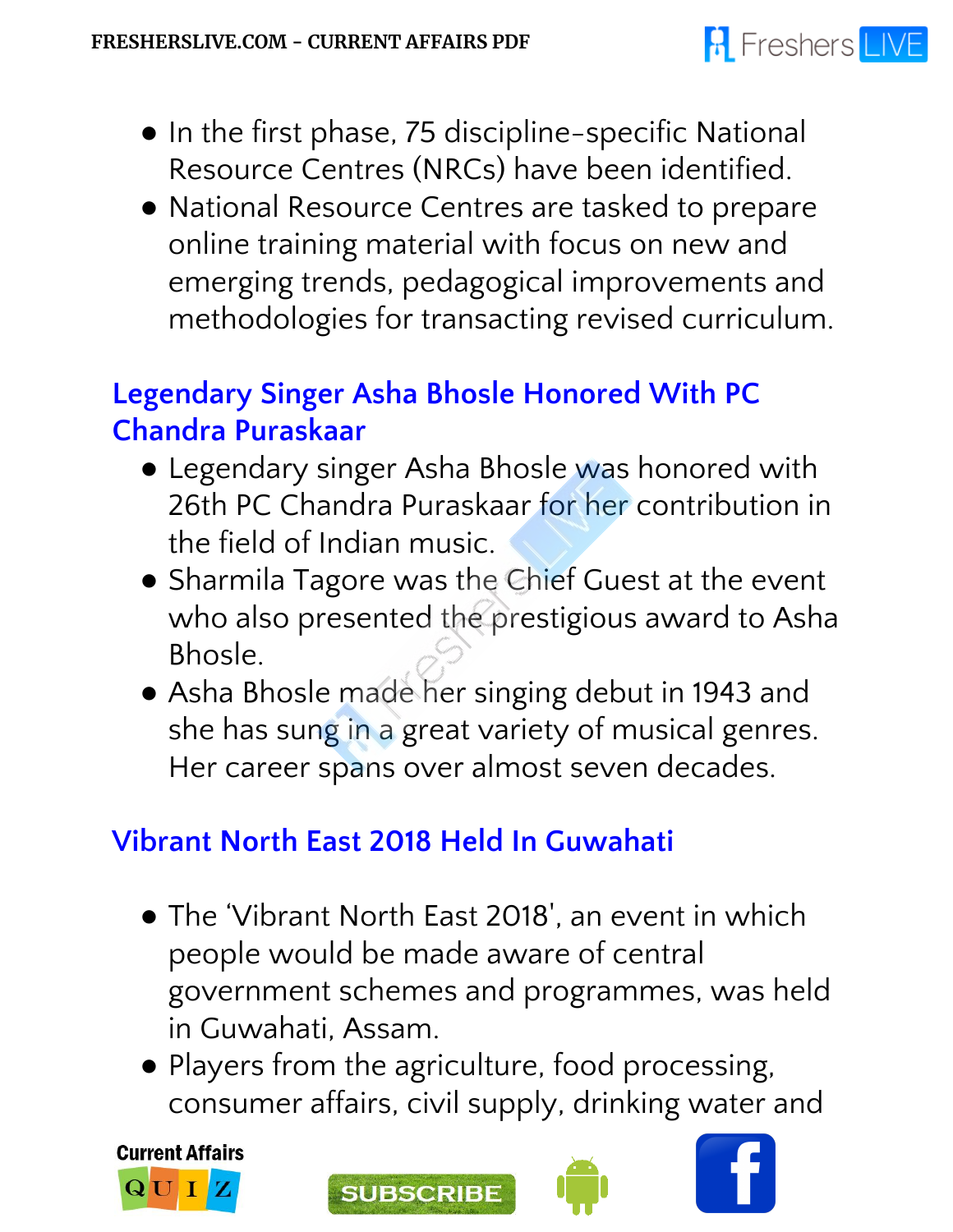- In the first phase, 75 discipline-specific National Resource Centres (NRCs) have been identified.
- National Resource Centres are tasked to prepare online training material with focus on new and emerging trends, pedagogical improvements and methodologies for transacting revised curriculum.

## Legendary Singer Asha Bhosle Honored With PC Chandra Puraskaar

- Legendary singer Asha Bhosle was honored with 26th PC Chandra Puraskaar for her contribution in the field of Indian music.
- Sharmila Tagore was the Chief Guest at the event who also presented the prestigious award to Asha Bhosle.
- Asha Bhosle made her singing debut in 1943 and she has sung in a great variety of musical genres. Her career spans over almost seven decades.

## Vibrant North East 2018 Held In Guwahati

- The 'Vibrant North East 2018', an event in which people would be made aware of central government schemes and programmes, was held in Guwahati, Assam.
- Players from the agriculture, food processing, consumer affairs, civil supply, drinking water and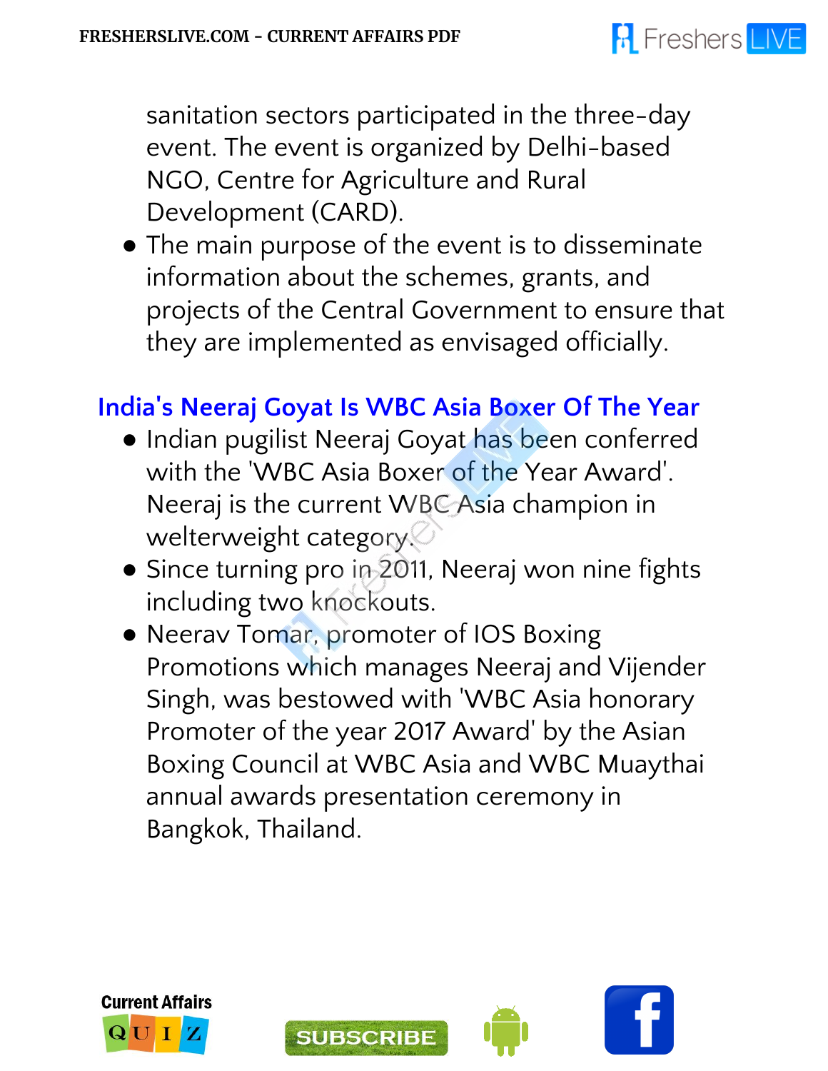sanitation sectors participated in the three-day event. The event is organized by Delhi-based NGO, Centre for Agriculture and Rural Development (CARD).

- The main purpose of the event is to disseminate information about the schemes, grants, and projects of the Central Government to ensure that they are implemented as envisaged officially.

## India's Neeraj Goyat Is WBC Asia Boxer Of The Year

- Indian pugilist Neeraj Goyat has been conferred with the 'WBC Asia Boxer of the Year Award'. Neeraj is the current WBC Asia champion in welterweight category.
- Since turning pro in 2011, Neeraj won nine fights including two knockouts.
- Neerav Tomar, promoter of IOS Boxing Promotions which manages Neeraj and Vijender Singh, was bestowed with 'WBC Asia honorary Promoter of the year 2017 Award' by the Asian Boxing Council at WBC Asia and WBC Muaythai annual awards presentation ceremony in Bangkok, Thailand.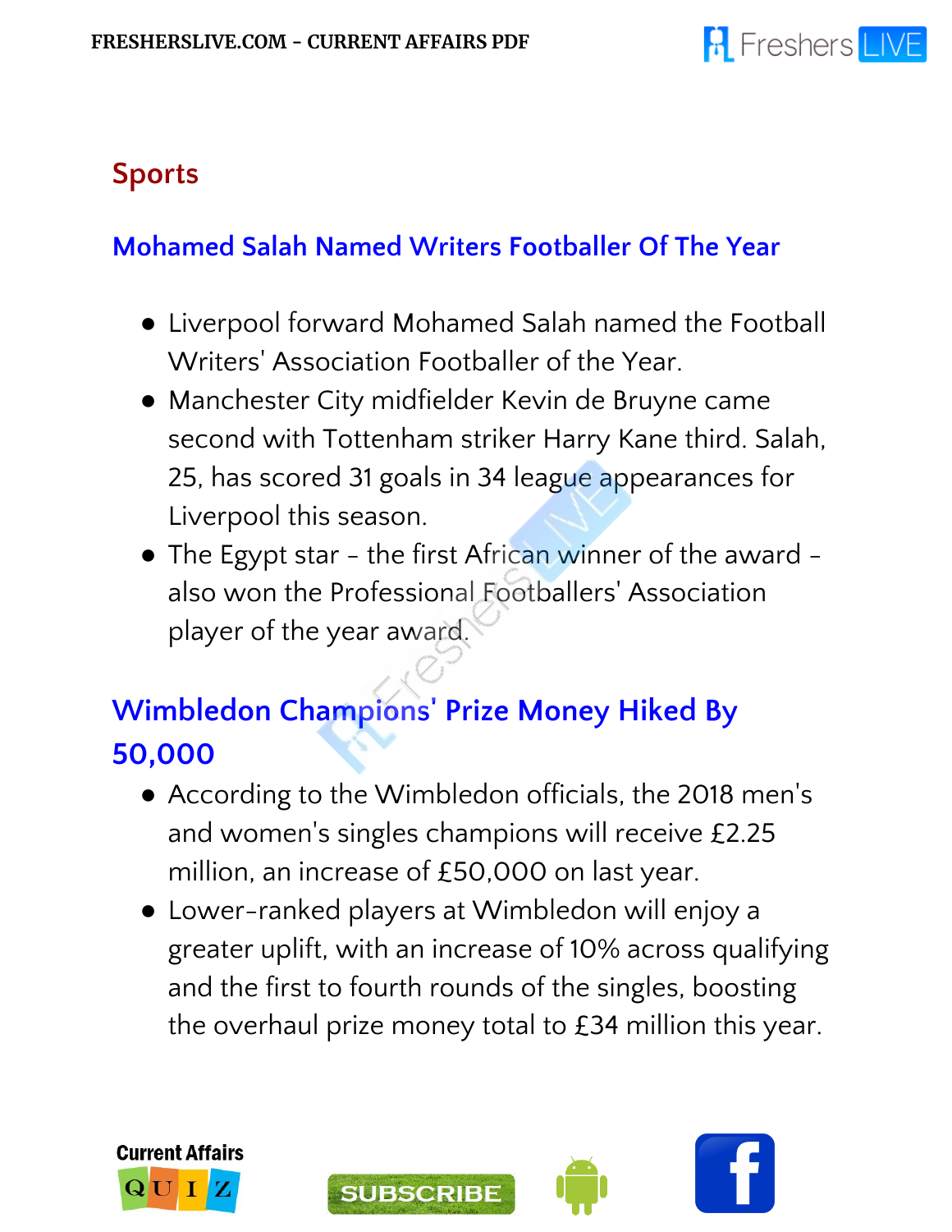## Sports

### Mohamed Salah Named Writers Footballer Of The Year

- Liverpool forward Mohamed Salah named the Football Writers' Association Footballer of the Year.
- Manchester City midfielder Kevin de Bruyne came second with Tottenham striker Harry Kane third. Salah, 25, has scored 31 goals in 34 league appearances for Liverpool this season.
- The Egypt star - the first African winner of the award - also won the Professional Footballers' Association player of the year award.

### Wimbledon Champions' Prize Money Hiked By 50,000

- According to the Wimbledon officials, the 2018 men's and women's singles champions will receive £2.25 million, an increase of £50,000 on last year.
- Lower-ranked players at Wimbledon will enjoy a greater uplift, with an increase of 10% across qualifying and the first to fourth rounds of the singles, boosting the overhaul prize money total to £34 million this year.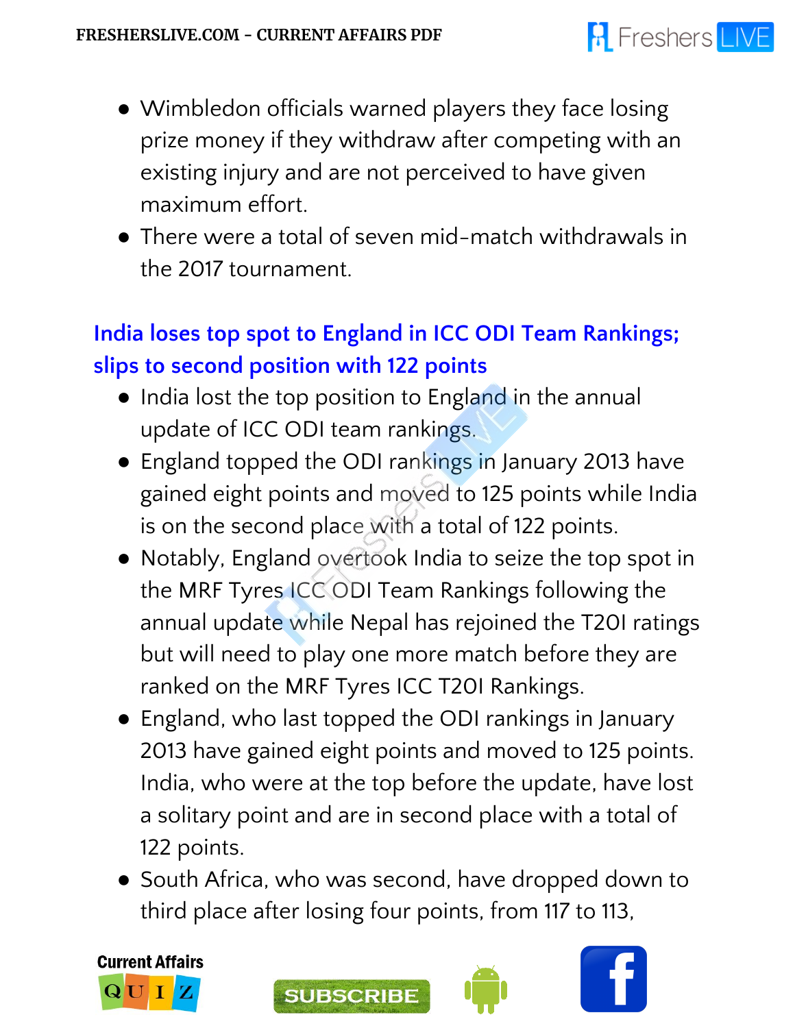- Wimbledon officials warned players they face losing prize money if they withdraw after competing with an existing injury and are not perceived to have given maximum effort.
- There were a total of seven mid-match withdrawals in the 2017 tournament.

## India loses top spot to England in ICC ODI Team Rankings; slips to second position with 122 points

- India lost the top position to England in the annual update of ICC ODI team rankings.
- England topped the ODI rankings in January 2013 have gained eight points and moved to 125 points while India is on the second place with a total of 122 points.
- Notably, England overtook India to seize the top spot in the MRF Tyres ICC ODI Team Rankings following the annual update while Nepal has rejoined the T20I ratings but will need to play one more match before they are ranked on the MRF Tyres ICC T20I Rankings.
- England, who last topped the ODI rankings in January 2013 have gained eight points and moved to 125 points. India, who were at the top before the update, have lost a solitary point and are in second place with a total of 122 points.
- South Africa, who was second, have dropped down to third place after losing four points, from 117 to 113,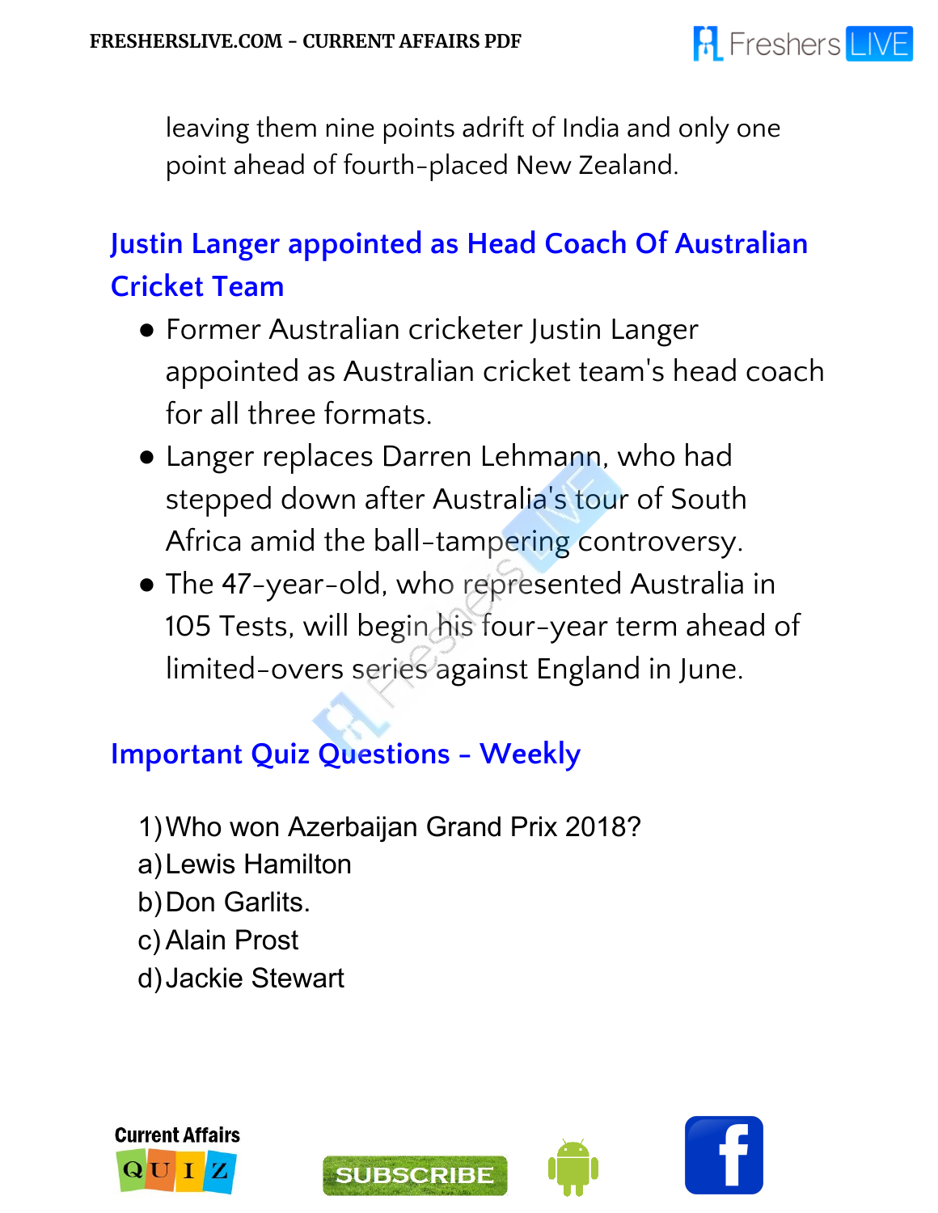leaving them nine points adrift of India and only one point ahead of fourth-placed New Zealand.

## Justin Langer appointed as Head Coach Of Australian Cricket Team

- Former Australian cricketer Justin Langer appointed as Australian cricket team's head coach for all three formats.
- Langer replaces Darren Lehmann, who had stepped down after Australia's tour of South Africa amid the ball-tampering controversy.
- The 47-year-old, who represented Australia in 105 Tests, will begin his four-year term ahead of limited-overs series against England in June.

## Important Quiz Questions - Weekly

1) Who won Azerbaijan Grand Prix 2018?
a) Lewis Hamilton
b) Don Garlits.
c) Alain Prost
d) Jackie Stewart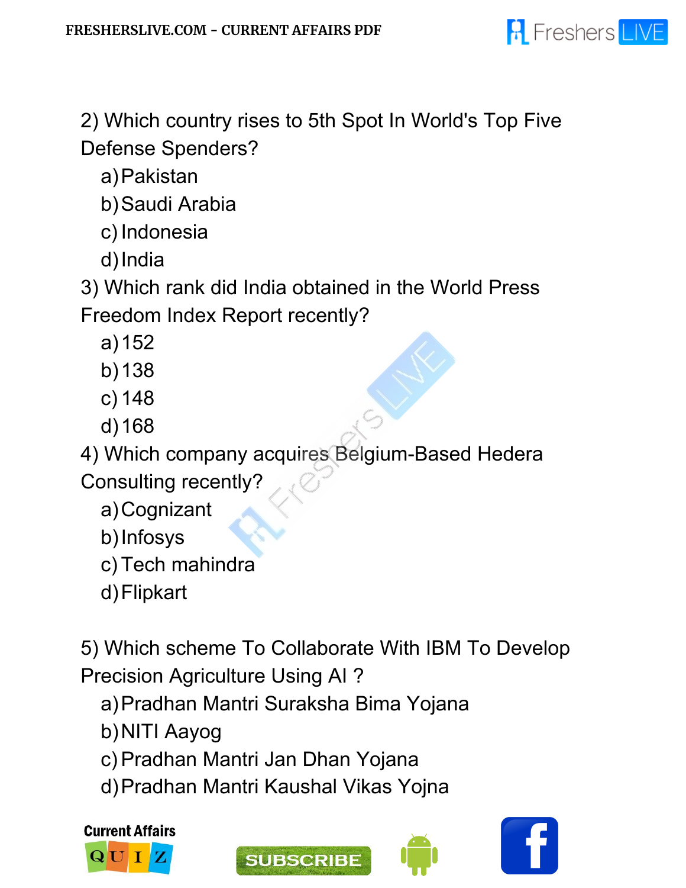2) Which country rises to 5th Spot In World's Top Five Defense Spenders?

a) Pakistan
b) Saudi Arabia
c) Indonesia
d) India

3) Which rank did India obtained in the World Press Freedom Index Report recently?

a) 152
b) 138
c) 148
d) 168

4) Which company acquires Belgium-Based Hedera Consulting recently?

a) Cognizant
b) Infosys
c) Tech mahindra
d) Flipkart

5) Which scheme To Collaborate With IBM To Develop Precision Agriculture Using AI ?

a) Pradhan Mantri Suraksha Bima Yojana
b) NITI Aayog
c) Pradhan Mantri Jan Dhan Yojana
d) Pradhan Mantri Kaushal Vikas Yojna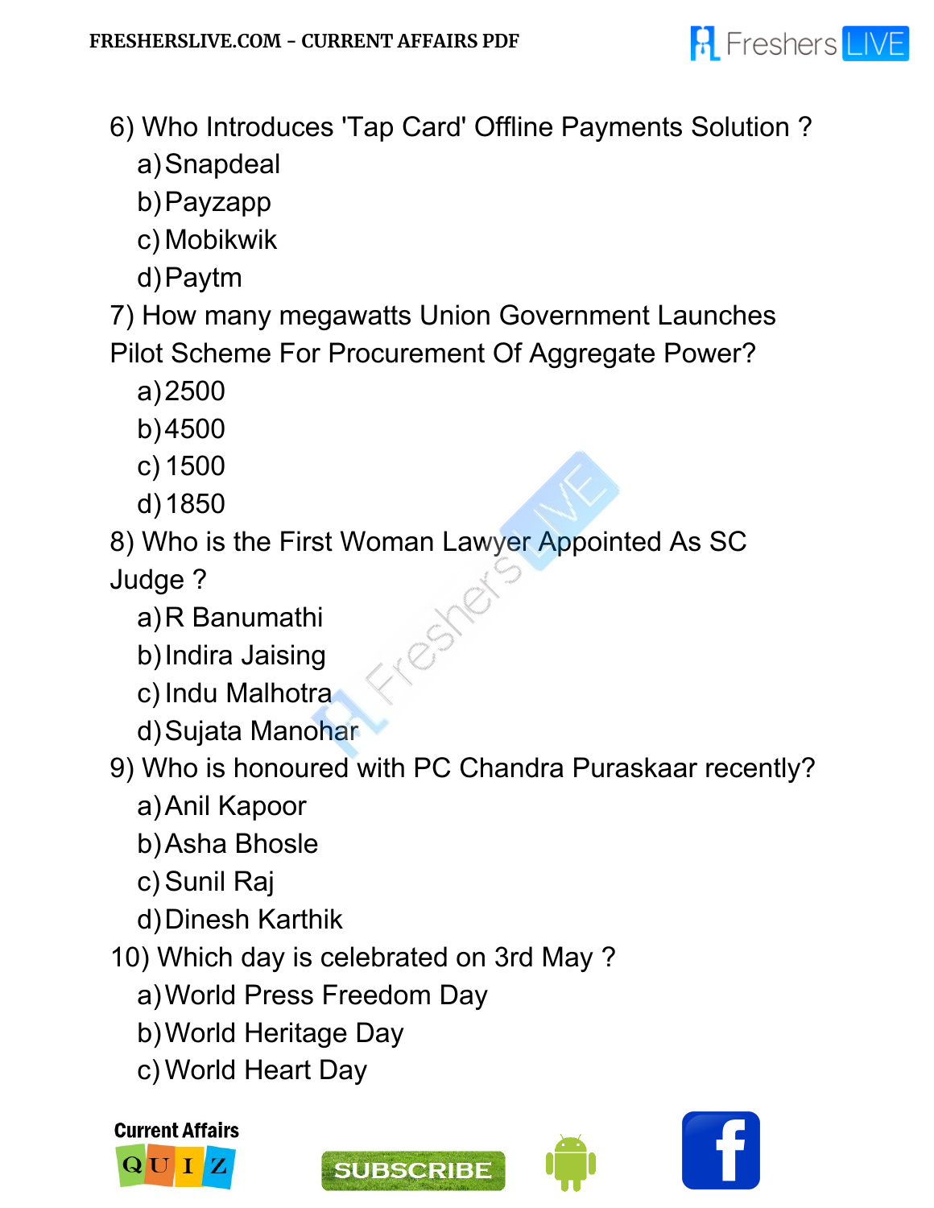6) Who Introduces 'Tap Card' Offline Payments Solution ?

a) Snapdeal
b) Payzapp
c) Mobikwik
d) Paytm

7) How many megawatts Union Government Launches Pilot Scheme For Procurement Of Aggregate Power?

a) 2500
b) 4500
c) 1500
d) 1850

8) Who is the First Woman Lawyer Appointed As SC Judge ?

a) R Banumathi
b) Indira Jaising
c) Indu Malhotra
d) Sujata Manohar

9) Who is honoured with PC Chandra Puraskaar recently?

a) Anil Kapoor
b) Asha Bhosle
c) Sunil Raj
d) Dinesh Karthik

10) Which day is celebrated on 3rd May ?

a) World Press Freedom Day
b) World Heritage Day
c) World Heart Day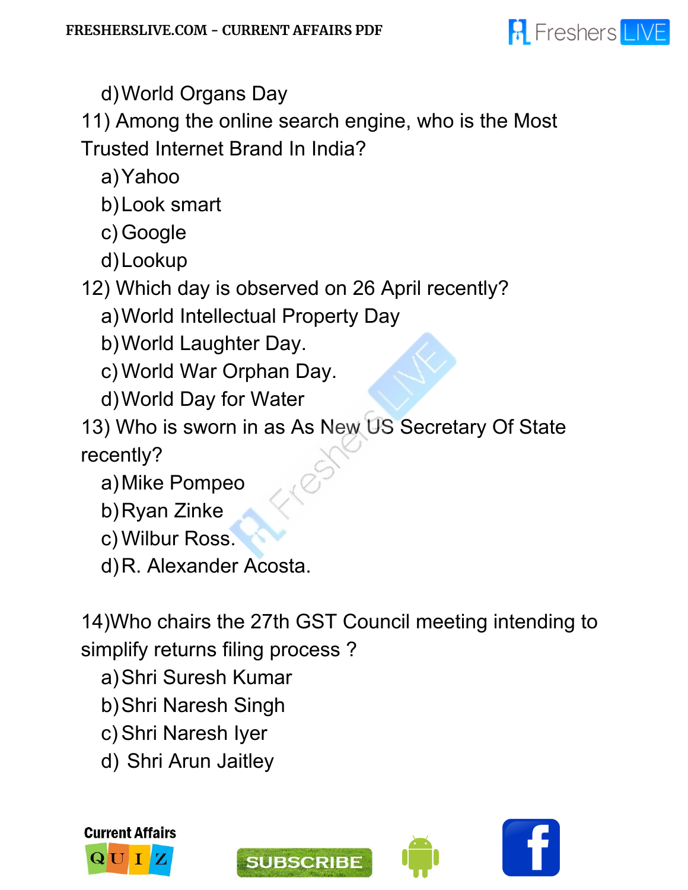d) World Organs Day

11) Among the online search engine, who is the Most Trusted Internet Brand In India?

a) Yahoo
b) Look smart
c) Google
d) Lookup

12) Which day is observed on 26 April recently?

a) World Intellectual Property Day
b) World Laughter Day.
c) World War Orphan Day.
d) World Day for Water

13) Who is sworn in as As New US Secretary Of State recently?

a) Mike Pompeo
b) Ryan Zinke
c) Wilbur Ross.
d) R. Alexander Acosta.

14)Who chairs the 27th GST Council meeting intending to simplify returns filing process ?

a) Shri Suresh Kumar
b) Shri Naresh Singh
c) Shri Naresh Iyer
d) Shri Arun Jaitley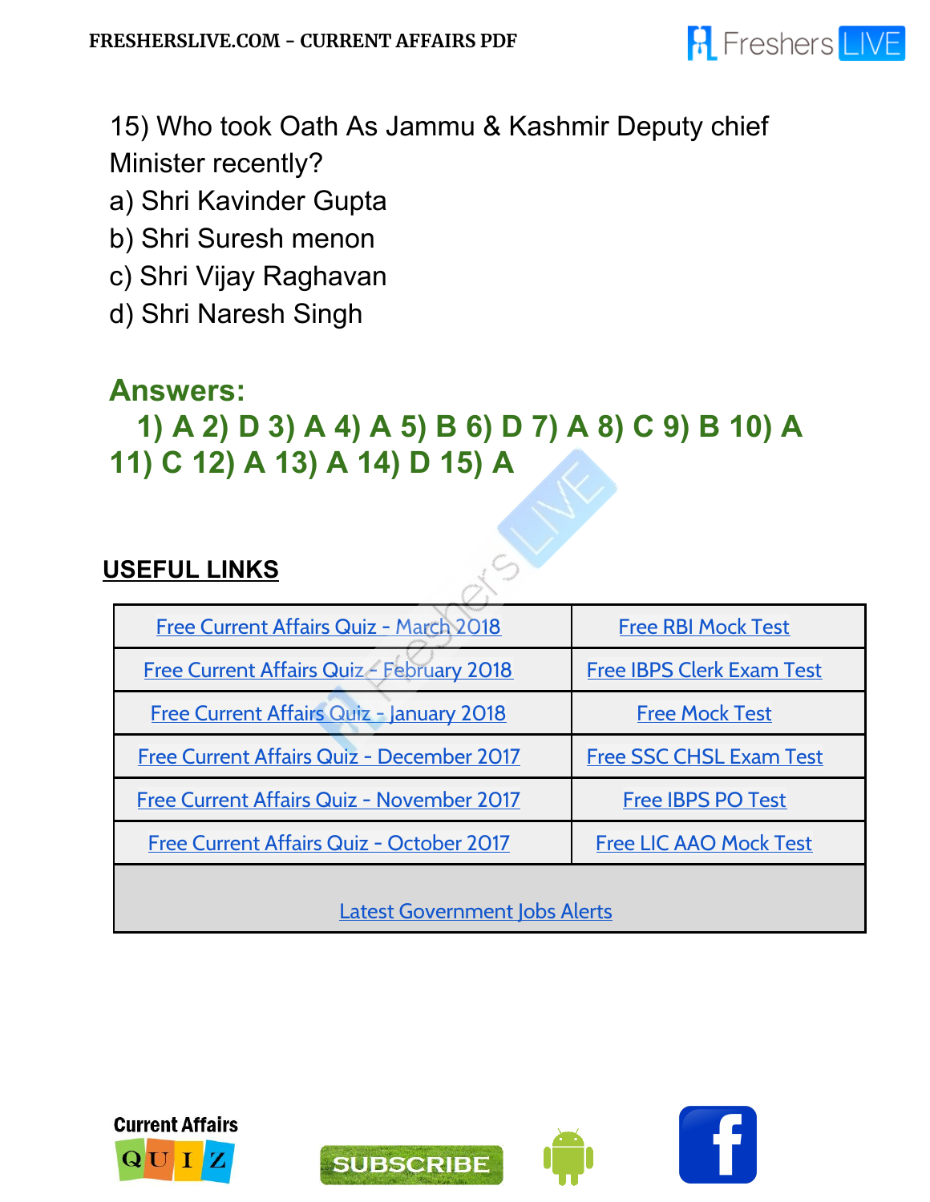15) Who took Oath As Jammu & Kashmir Deputy chief Minister recently?

a) Shri Kavinder Gupta

b) Shri Suresh menon

c) Shri Vijay Raghavan

d) Shri Naresh Singh

## Answers:

**1) A 2) D 3) A 4) A 5) B 6) D 7) A 8) C 9) B 10) A 11) C 12) A 13) A 14) D 15) A**

## USEFUL LINKS

| | |
|---|---|
| Free Current Affairs Quiz - March 2018 | Free RBI Mock Test |
| Free Current Affairs Quiz - February 2018 | Free IBPS Clerk Exam Test |
| Free Current Affairs Quiz - January 2018 | Free Mock Test |
| Free Current Affairs Quiz - December 2017 | Free SSC CHSL Exam Test |
| Free Current Affairs Quiz - November 2017 | Free IBPS PO Test |
| Free Current Affairs Quiz - October 2017 | Free LIC AAO Mock Test |
| Latest Government Jobs Alerts | |